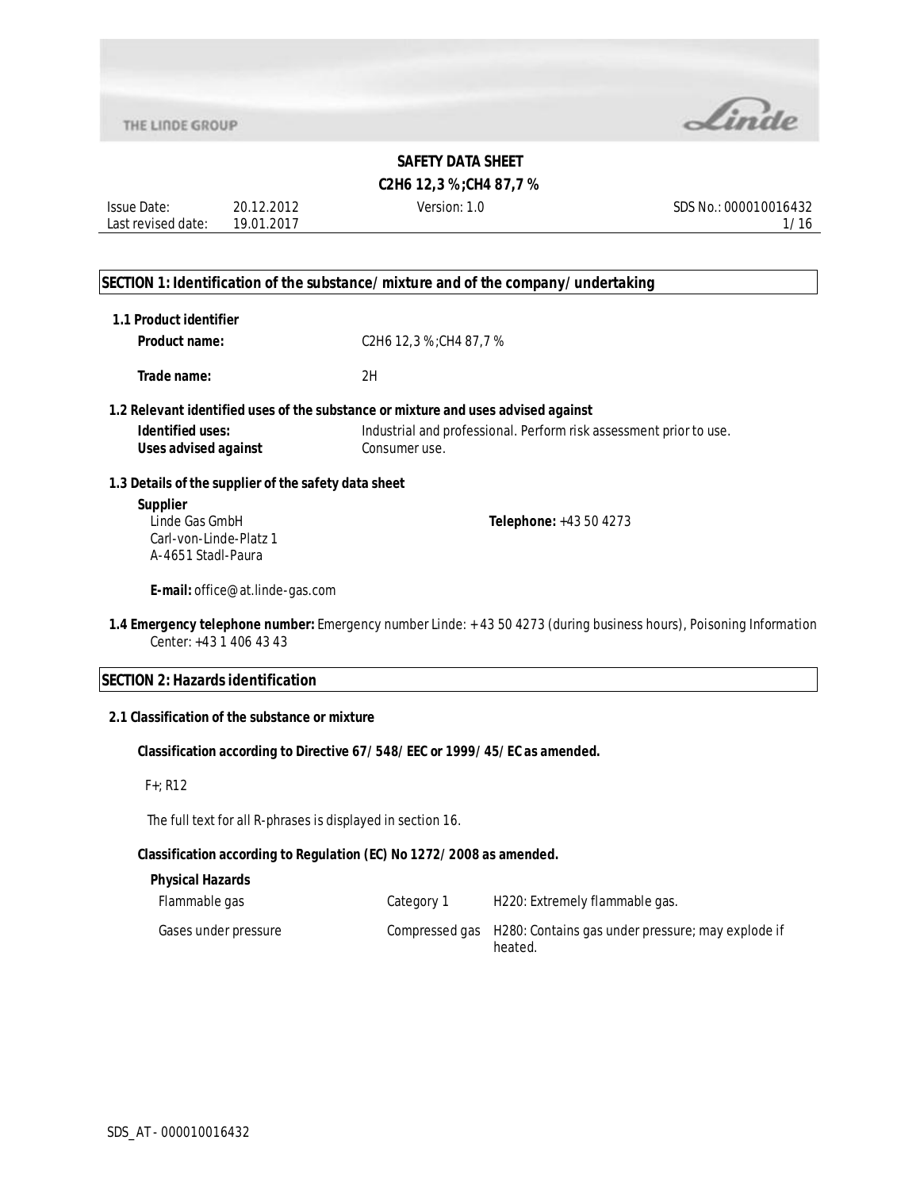# SAFETY DATA SHEET

## $C_2H_6$ 12,3 %;$CH_4$ 87,7 %

Issue Date: 20.12.2012 | Version: 1.0 | SDS No.: 000010016432
Last revised date: 19.01.2017

## SECTION 1: Identification of the substance/mixture and of the company/undertaking

### 1.1 Product identifier

**Product name:** C2H6 12,3 %;CH4 87,7 %

**Trade name:** 2H

### 1.2 Relevant identified uses of the substance or mixture and uses advised against

**Identified uses:** Industrial and professional. Perform risk assessment prior to use.
**Uses advised against:** Consumer use.

### 1.3 Details of the supplier of the safety data sheet

**Supplier**
Linde Gas GmbH
Carl-von-Linde-Platz 1
A-4651 Stadl-Paura

**Telephone:** +43 50 4273

**E-mail:** office@at.linde-gas.com

**1.4 Emergency telephone number:** Emergency number Linde: + 43 50 4273 (during business hours), Poisoning Information Center: +43 1 406 43 43

## SECTION 2: Hazards identification

### 2.1 Classification of the substance or mixture

**Classification according to Directive 67/548/EEC or 1999/45/EC as amended.**

F+; R12

The full text for all R-phrases is displayed in section 16.

**Classification according to Regulation (EC) No 1272/2008 as amended.**

**Physical Hazards**

| | | |
|---|---|---|
| Flammable gas | Category 1 | H220: Extremely flammable gas. |
| Gases under pressure | Compressed gas | H280: Contains gas under pressure; may explode if heated. |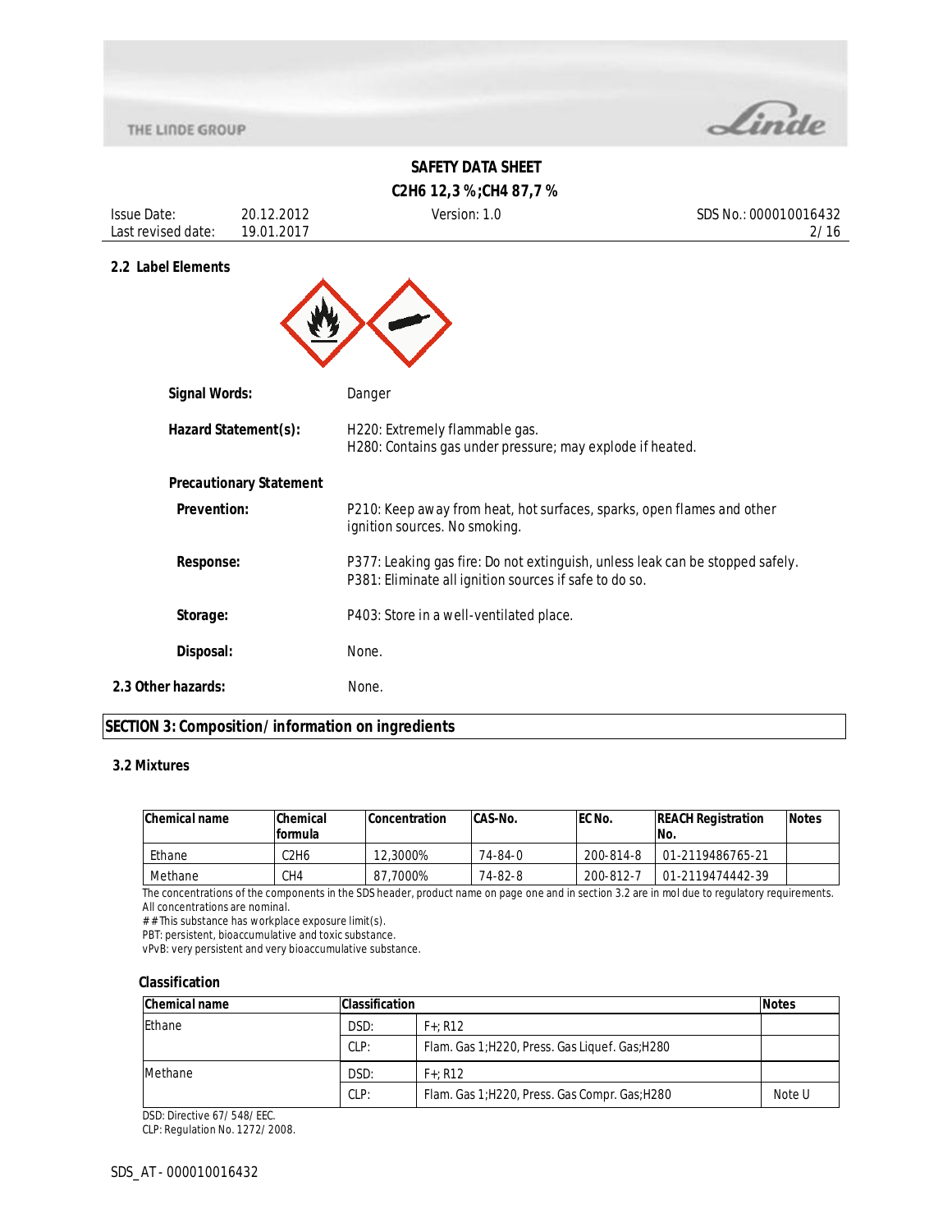## 2.2 Label Elements

**Signal Words:** Danger

**Hazard Statement(s):** H220: Extremely flammable gas.
H280: Contains gas under pressure; may explode if heated.

**Precautionary Statement**

**Prevention:** P210: Keep away from heat, hot surfaces, sparks, open flames and other ignition sources. No smoking.

**Response:** P377: Leaking gas fire: Do not extinguish, unless leak can be stopped safely.
P381: Eliminate all ignition sources if safe to do so.

**Storage:** P403: Store in a well-ventilated place.

**Disposal:** None.

**2.3 Other hazards:** None.

## SECTION 3: Composition/ information on ingredients

### 3.2 Mixtures

| Chemical name | Chemical formula | Concentration | CAS-No. | EC No. | REACH Registration No. | Notes |
|---|---|---|---|---|---|---|
| Ethane | $C_2H_6$ | 12,3000% | 74-84-0 | 200-814-8 | 01-2119486765-21 | |
| Methane | $CH_4$ | 87,7000% | 74-82-8 | 200-812-7 | 01-2119474442-39 | |

The concentrations of the components in the SDS header, product name on page one and in section 3.2 are in mol due to regulatory requirements.
All concentrations are nominal.
# # This substance has workplace exposure limit(s).
PBT: persistent, bioaccumulative and toxic substance.
vPvB: very persistent and very bioaccumulative substance.

### Classification

| Chemical name | Classification | | Notes |
|---|---|---|---|
| Ethane | DSD: | F+; R12 | |
| | CLP: | Flam. Gas 1;H220, Press. Gas Liquef. Gas;H280 | |
| Methane | DSD: | F+; R12 | |
| | CLP: | Flam. Gas 1;H220, Press. Gas Compr. Gas;H280 | Note U |

DSD: Directive 67/ 548/ EEC.
CLP: Regulation No. 1272/ 2008.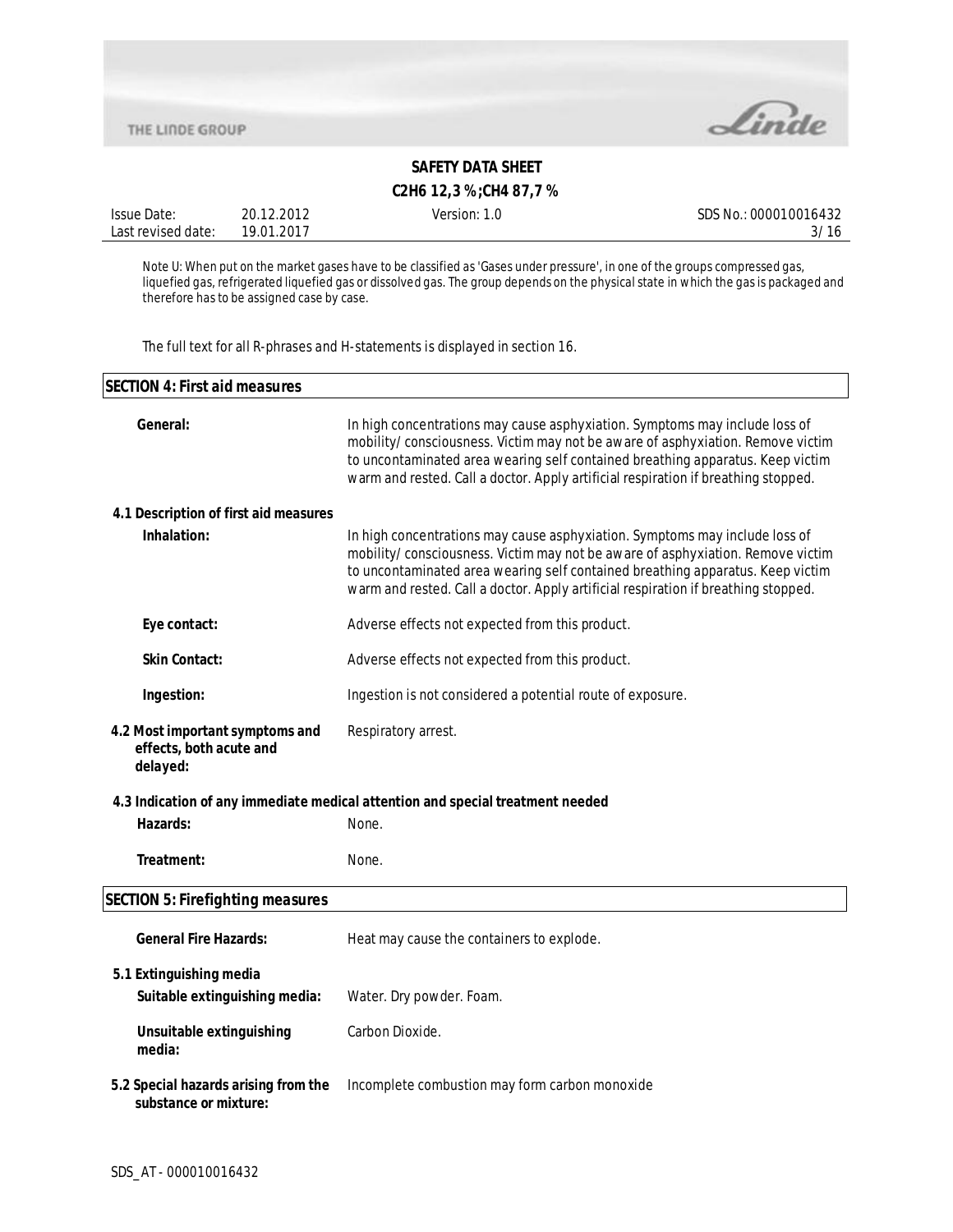Note U: When put on the market gases have to be classified as 'Gases under pressure', in one of the groups compressed gas, liquefied gas, refrigerated liquefied gas or dissolved gas. The group depends on the physical state in which the gas is packaged and therefore has to be assigned case by case.

The full text for all R-phrases and H-statements is displayed in section 16.

## SECTION 4: First aid measures

**General:** In high concentrations may cause asphyxiation. Symptoms may include loss of mobility/consciousness. Victim may not be aware of asphyxiation. Remove victim to uncontaminated area wearing self contained breathing apparatus. Keep victim warm and rested. Call a doctor. Apply artificial respiration if breathing stopped.

### 4.1 Description of first aid measures

**Inhalation:** In high concentrations may cause asphyxiation. Symptoms may include loss of mobility/consciousness. Victim may not be aware of asphyxiation. Remove victim to uncontaminated area wearing self contained breathing apparatus. Keep victim warm and rested. Call a doctor. Apply artificial respiration if breathing stopped.

**Eye contact:** Adverse effects not expected from this product.

**Skin Contact:** Adverse effects not expected from this product.

**Ingestion:** Ingestion is not considered a potential route of exposure.

**4.2 Most important symptoms and effects, both acute and delayed:** Respiratory arrest.

### 4.3 Indication of any immediate medical attention and special treatment needed

**Hazards:** None.

**Treatment:** None.

## SECTION 5: Firefighting measures

**General Fire Hazards:** Heat may cause the containers to explode.

### 5.1 Extinguishing media

**Suitable extinguishing media:** Water. Dry powder. Foam.

**Unsuitable extinguishing media:** Carbon Dioxide.

**5.2 Special hazards arising from the substance or mixture:** Incomplete combustion may form carbon monoxide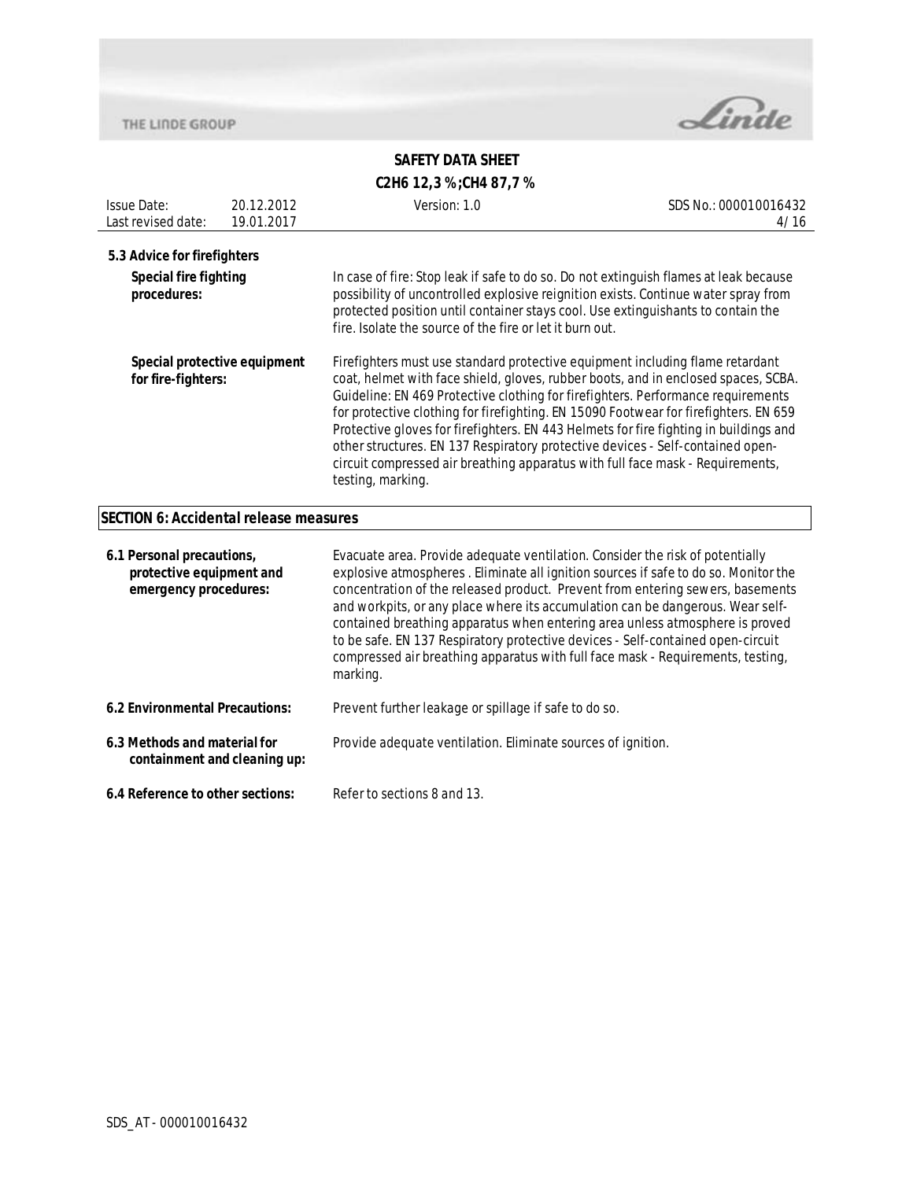### 5.3 Advice for firefighters

**Special fire fighting procedures:** In case of fire: Stop leak if safe to do so. Do not extinguish flames at leak because possibility of uncontrolled explosive reignition exists. Continue water spray from protected position until container stays cool. Use extinguishants to contain the fire. Isolate the source of the fire or let it burn out.

**Special protective equipment for fire-fighters:** Firefighters must use standard protective equipment including flame retardant coat, helmet with face shield, gloves, rubber boots, and in enclosed spaces, SCBA. Guideline: EN 469 Protective clothing for firefighters. Performance requirements for protective clothing for firefighting. EN 15090 Footwear for firefighters. EN 659 Protective gloves for firefighters. EN 443 Helmets for fire fighting in buildings and other structures. EN 137 Respiratory protective devices - Self-contained open-circuit compressed air breathing apparatus with full face mask - Requirements, testing, marking.

## SECTION 6: Accidental release measures

**6.1 Personal precautions, protective equipment and emergency procedures:** Evacuate area. Provide adequate ventilation. Consider the risk of potentially explosive atmospheres . Eliminate all ignition sources if safe to do so. Monitor the concentration of the released product. Prevent from entering sewers, basements and workpits, or any place where its accumulation can be dangerous. Wear self-contained breathing apparatus when entering area unless atmosphere is proved to be safe. EN 137 Respiratory protective devices - Self-contained open-circuit compressed air breathing apparatus with full face mask - Requirements, testing, marking.

**6.2 Environmental Precautions:** Prevent further leakage or spillage if safe to do so.

**6.3 Methods and material for containment and cleaning up:** Provide adequate ventilation. Eliminate sources of ignition.

**6.4 Reference to other sections:** Refer to sections 8 and 13.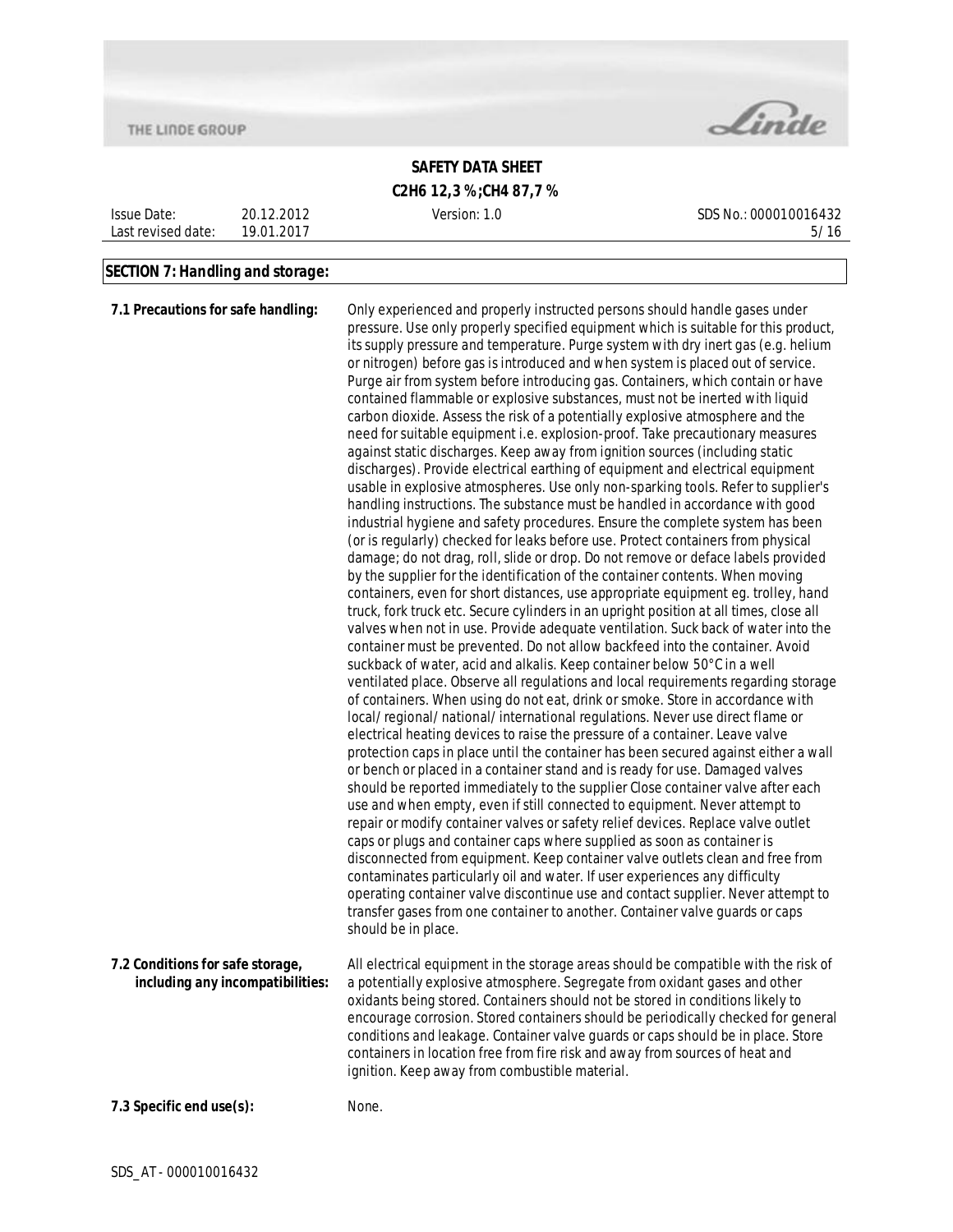## SECTION 7: Handling and storage:

**7.1 Precautions for safe handling:**

Only experienced and properly instructed persons should handle gases under pressure. Use only properly specified equipment which is suitable for this product, its supply pressure and temperature. Purge system with dry inert gas (e.g. helium or nitrogen) before gas is introduced and when system is placed out of service. Purge air from system before introducing gas. Containers, which contain or have contained flammable or explosive substances, must not be inerted with liquid carbon dioxide. Assess the risk of a potentially explosive atmosphere and the need for suitable equipment i.e. explosion-proof. Take precautionary measures against static discharges. Keep away from ignition sources (including static discharges). Provide electrical earthing of equipment and electrical equipment usable in explosive atmospheres. Use only non-sparking tools. Refer to supplier's handling instructions. The substance must be handled in accordance with good industrial hygiene and safety procedures. Ensure the complete system has been (or is regularly) checked for leaks before use. Protect containers from physical damage; do not drag, roll, slide or drop. Do not remove or deface labels provided by the supplier for the identification of the container contents. When moving containers, even for short distances, use appropriate equipment eg. trolley, hand truck, fork truck etc. Secure cylinders in an upright position at all times, close all valves when not in use. Provide adequate ventilation. Suck back of water into the container must be prevented. Do not allow backfeed into the container. Avoid suckback of water, acid and alkalis. Keep container below 50°C in a well ventilated place. Observe all regulations and local requirements regarding storage of containers. When using do not eat, drink or smoke. Store in accordance with local/ regional/ national/ international regulations. Never use direct flame or electrical heating devices to raise the pressure of a container. Leave valve protection caps in place until the container has been secured against either a wall or bench or placed in a container stand and is ready for use. Damaged valves should be reported immediately to the supplier Close container valve after each use and when empty, even if still connected to equipment. Never attempt to repair or modify container valves or safety relief devices. Replace valve outlet caps or plugs and container caps where supplied as soon as container is disconnected from equipment. Keep container valve outlets clean and free from contaminates particularly oil and water. If user experiences any difficulty operating container valve discontinue use and contact supplier. Never attempt to transfer gases from one container to another. Container valve guards or caps should be in place.

**7.2 Conditions for safe storage, including any incompatibilities:**

All electrical equipment in the storage areas should be compatible with the risk of a potentially explosive atmosphere. Segregate from oxidant gases and other oxidants being stored. Containers should not be stored in conditions likely to encourage corrosion. Stored containers should be periodically checked for general conditions and leakage. Container valve guards or caps should be in place. Store containers in location free from fire risk and away from sources of heat and ignition. Keep away from combustible material.

**7.3 Specific end use(s):**

None.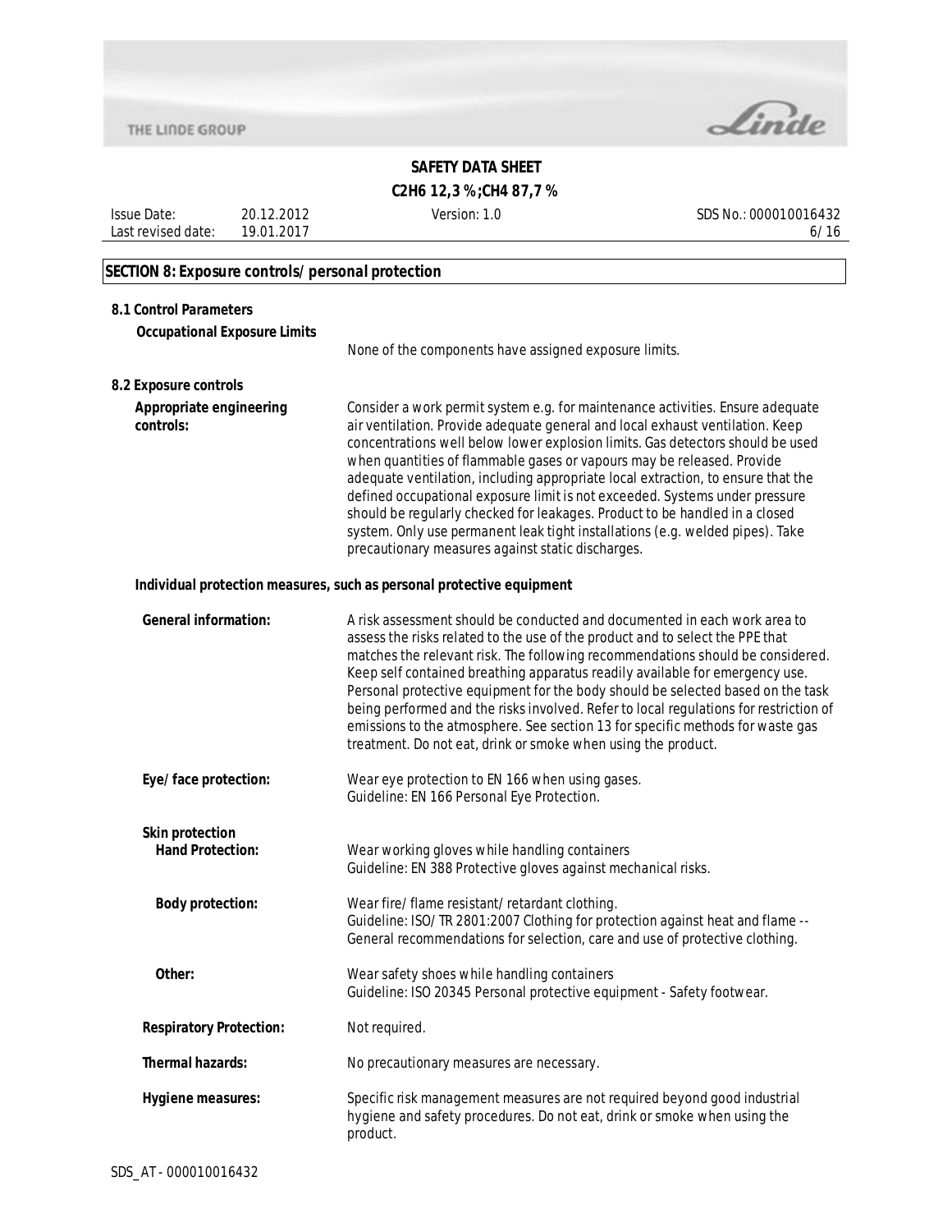## SECTION 8: Exposure controls/personal protection

### 8.1 Control Parameters

**Occupational Exposure Limits**

None of the components have assigned exposure limits.

### 8.2 Exposure controls

**Appropriate engineering controls:**

Consider a work permit system e.g. for maintenance activities. Ensure adequate air ventilation. Provide adequate general and local exhaust ventilation. Keep concentrations well below lower explosion limits. Gas detectors should be used when quantities of flammable gases or vapours may be released. Provide adequate ventilation, including appropriate local extraction, to ensure that the defined occupational exposure limit is not exceeded. Systems under pressure should be regularly checked for leakages. Product to be handled in a closed system. Only use permanent leak tight installations (e.g. welded pipes). Take precautionary measures against static discharges.

**Individual protection measures, such as personal protective equipment**

**General information:**

A risk assessment should be conducted and documented in each work area to assess the risks related to the use of the product and to select the PPE that matches the relevant risk. The following recommendations should be considered. Keep self contained breathing apparatus readily available for emergency use. Personal protective equipment for the body should be selected based on the task being performed and the risks involved. Refer to local regulations for restriction of emissions to the atmosphere. See section 13 for specific methods for waste gas treatment. Do not eat, drink or smoke when using the product.

**Eye/face protection:**

Wear eye protection to EN 166 when using gases.
Guideline: EN 166 Personal Eye Protection.

**Skin protection**

**Hand Protection:**

Wear working gloves while handling containers
Guideline: EN 388 Protective gloves against mechanical risks.

**Body protection:**

Wear fire/flame resistant/retardant clothing.
Guideline: ISO/TR 2801:2007 Clothing for protection against heat and flame -- General recommendations for selection, care and use of protective clothing.

**Other:**

Wear safety shoes while handling containers
Guideline: ISO 20345 Personal protective equipment - Safety footwear.

**Respiratory Protection:**

Not required.

**Thermal hazards:**

No precautionary measures are necessary.

**Hygiene measures:**

Specific risk management measures are not required beyond good industrial hygiene and safety procedures. Do not eat, drink or smoke when using the product.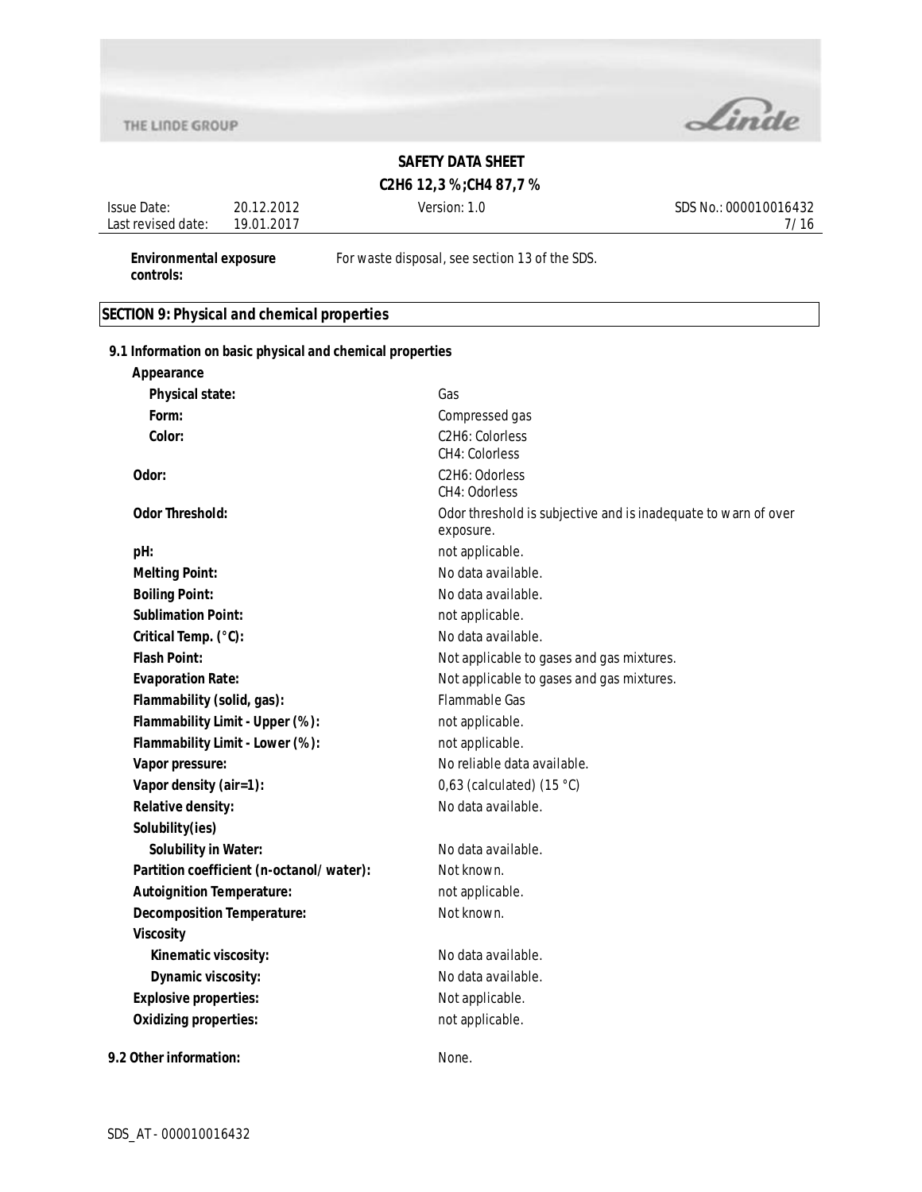**Environmental exposure controls:** For waste disposal, see section 13 of the SDS.

## SECTION 9: Physical and chemical properties

### 9.1 Information on basic physical and chemical properties

| Property | Value |
|---|---|
| **Appearance** | |
| **Physical state:** | Gas |
| **Form:** | Compressed gas |
| **Color:** | $C_2H_6$: Colorless<br>$CH_4$: Colorless |
| **Odor:** | $C_2H_6$: Odorless<br>$CH_4$: Odorless |
| **Odor Threshold:** | Odor threshold is subjective and is inadequate to warn of over exposure. |
| **pH:** | not applicable. |
| **Melting Point:** | No data available. |
| **Boiling Point:** | No data available. |
| **Sublimation Point:** | not applicable. |
| **Critical Temp. (°C):** | No data available. |
| **Flash Point:** | Not applicable to gases and gas mixtures. |
| **Evaporation Rate:** | Not applicable to gases and gas mixtures. |
| **Flammability (solid, gas):** | Flammable Gas |
| **Flammability Limit - Upper (%):** | not applicable. |
| **Flammability Limit - Lower (%):** | not applicable. |
| **Vapor pressure:** | No reliable data available. |
| **Vapor density (air=1):** | 0,63 (calculated) (15 °C) |
| **Relative density:** | No data available. |
| **Solubility(ies)** | |
| **Solubility in Water:** | No data available. |
| **Partition coefficient (n-octanol/water):** | Not known. |
| **Autoignition Temperature:** | not applicable. |
| **Decomposition Temperature:** | Not known. |
| **Viscosity** | |
| **Kinematic viscosity:** | No data available. |
| **Dynamic viscosity:** | No data available. |
| **Explosive properties:** | Not applicable. |
| **Oxidizing properties:** | not applicable. |

### 9.2 Other information:

None.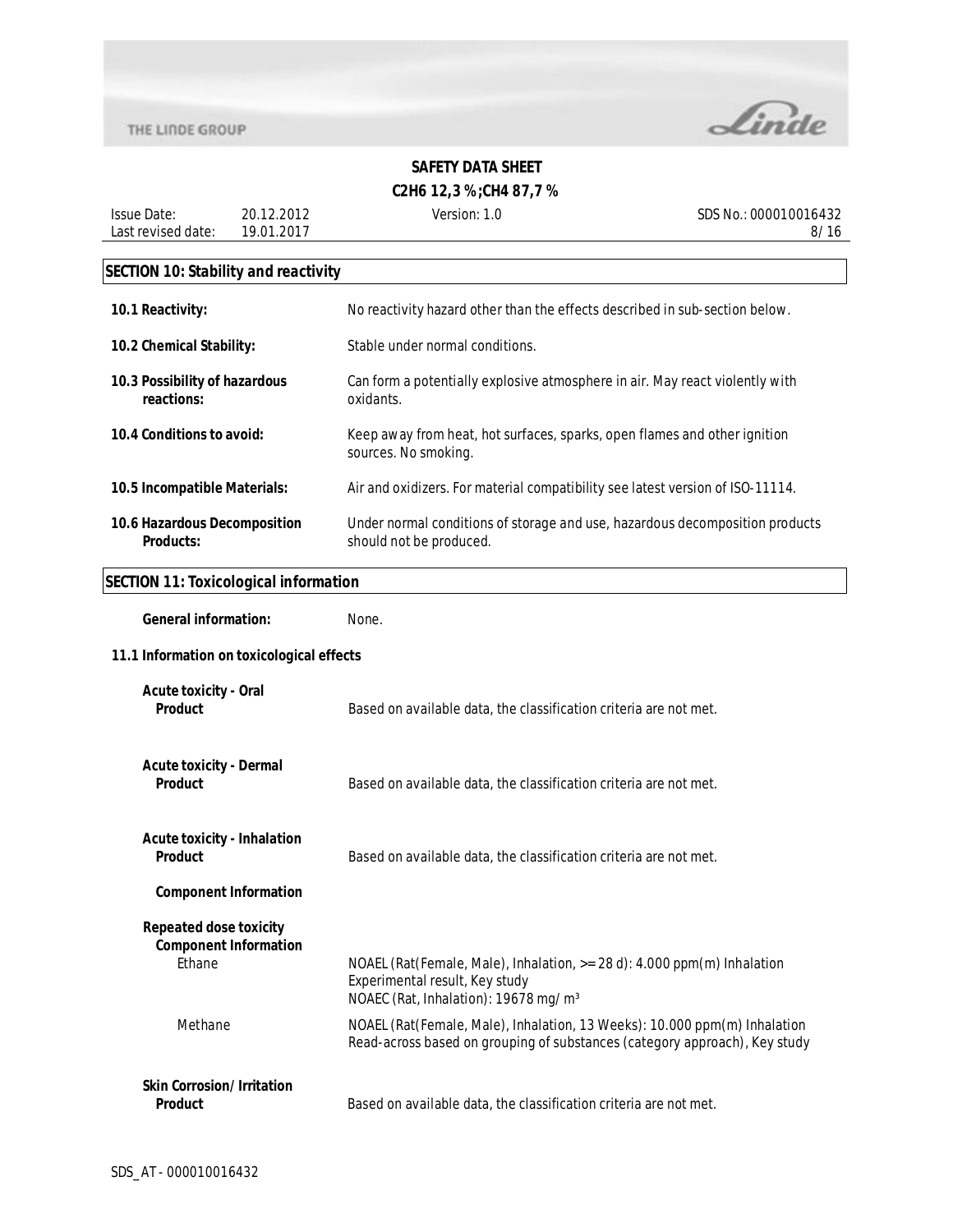## SECTION 10: Stability and reactivity

| | |
|---|---|
| **10.1 Reactivity:** | No reactivity hazard other than the effects described in sub-section below. |
| **10.2 Chemical Stability:** | Stable under normal conditions. |
| **10.3 Possibility of hazardous reactions:** | Can form a potentially explosive atmosphere in air. May react violently with oxidants. |
| **10.4 Conditions to avoid:** | Keep away from heat, hot surfaces, sparks, open flames and other ignition sources. No smoking. |
| **10.5 Incompatible Materials:** | Air and oxidizers. For material compatibility see latest version of ISO-11114. |
| **10.6 Hazardous Decomposition Products:** | Under normal conditions of storage and use, hazardous decomposition products should not be produced. |

## SECTION 11: Toxicological information

**General information:** None.

### 11.1 Information on toxicological effects

**Acute toxicity - Oral**
**Product** — Based on available data, the classification criteria are not met.

**Acute toxicity - Dermal**
**Product** — Based on available data, the classification criteria are not met.

**Acute toxicity - Inhalation**
**Product** — Based on available data, the classification criteria are not met.

**Component Information**

**Repeated dose toxicity**
**Component Information**

| | |
|---|---|
| Ethane | NOAEL (Rat(Female, Male), Inhalation, >= 28 d): 4.000 ppm(m) Inhalation<br>Experimental result, Key study<br>NOAEC (Rat, Inhalation): 19678 mg/m³ |
| Methane | NOAEL (Rat(Female, Male), Inhalation, 13 Weeks): 10.000 ppm(m) Inhalation<br>Read-across based on grouping of substances (category approach), Key study |

**Skin Corrosion/Irritation**
**Product** — Based on available data, the classification criteria are not met.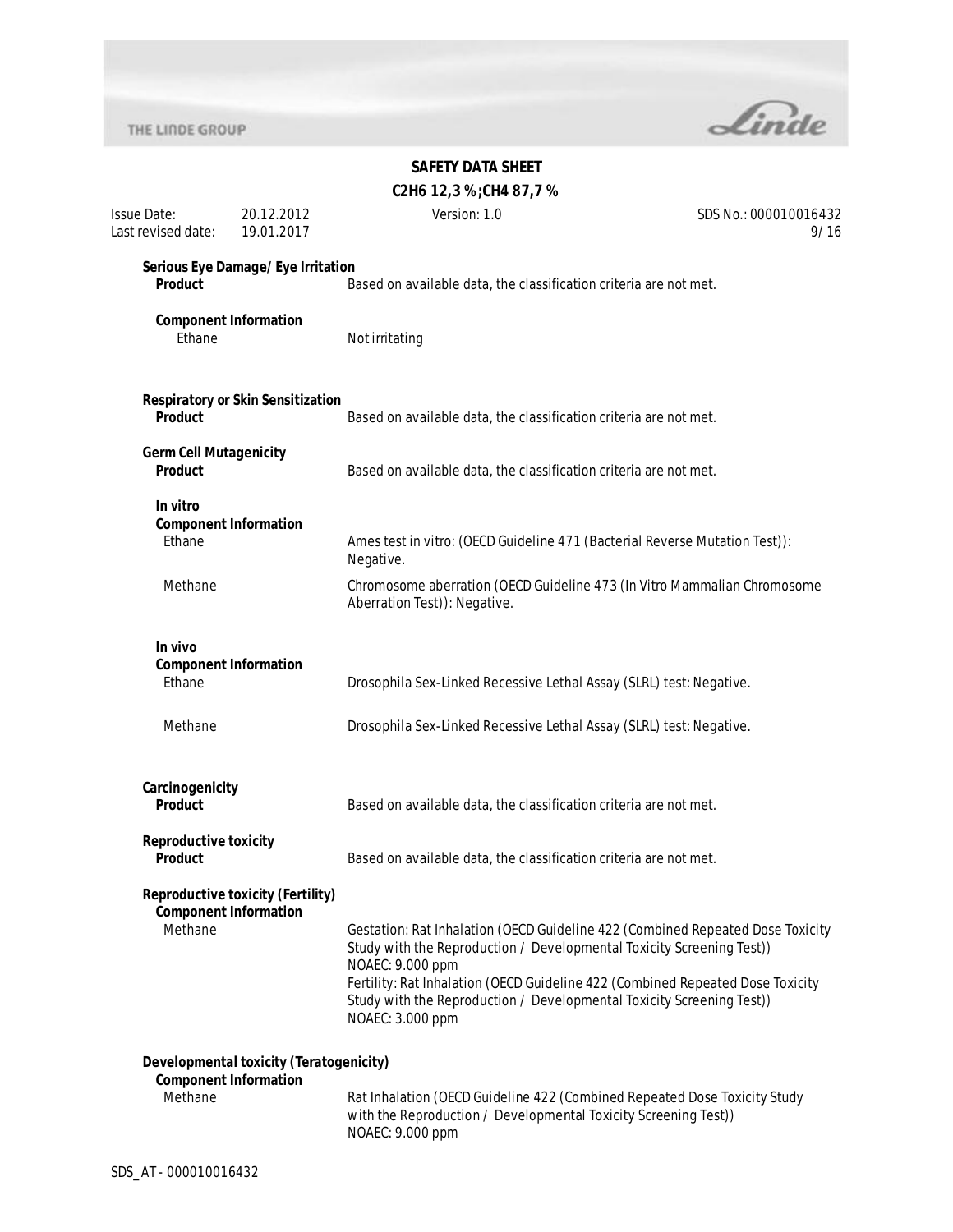**Serious Eye Damage/ Eye Irritation**

**Product** Based on available data, the classification criteria are not met.

**Component Information**

Ethane Not irritating

**Respiratory or Skin Sensitization**

**Product** Based on available data, the classification criteria are not met.

**Germ Cell Mutagenicity**

**Product** Based on available data, the classification criteria are not met.

**In vitro**

**Component Information**

Ethane Ames test in vitro: (OECD Guideline 471 (Bacterial Reverse Mutation Test)): Negative.

Methane Chromosome aberration (OECD Guideline 473 (In Vitro Mammalian Chromosome Aberration Test)): Negative.

**In vivo**

**Component Information**

Ethane Drosophila Sex-Linked Recessive Lethal Assay (SLRL) test: Negative.

Methane Drosophila Sex-Linked Recessive Lethal Assay (SLRL) test: Negative.

**Carcinogenicity**

**Product** Based on available data, the classification criteria are not met.

**Reproductive toxicity**

**Product** Based on available data, the classification criteria are not met.

**Reproductive toxicity (Fertility)**

**Component Information**

Methane Gestation: Rat Inhalation (OECD Guideline 422 (Combined Repeated Dose Toxicity Study with the Reproduction / Developmental Toxicity Screening Test)) NOAEC: 9.000 ppm
Fertility: Rat Inhalation (OECD Guideline 422 (Combined Repeated Dose Toxicity Study with the Reproduction / Developmental Toxicity Screening Test)) NOAEC: 3.000 ppm

**Developmental toxicity (Teratogenicity)**

**Component Information**

Methane Rat Inhalation (OECD Guideline 422 (Combined Repeated Dose Toxicity Study with the Reproduction / Developmental Toxicity Screening Test)) NOAEC: 9.000 ppm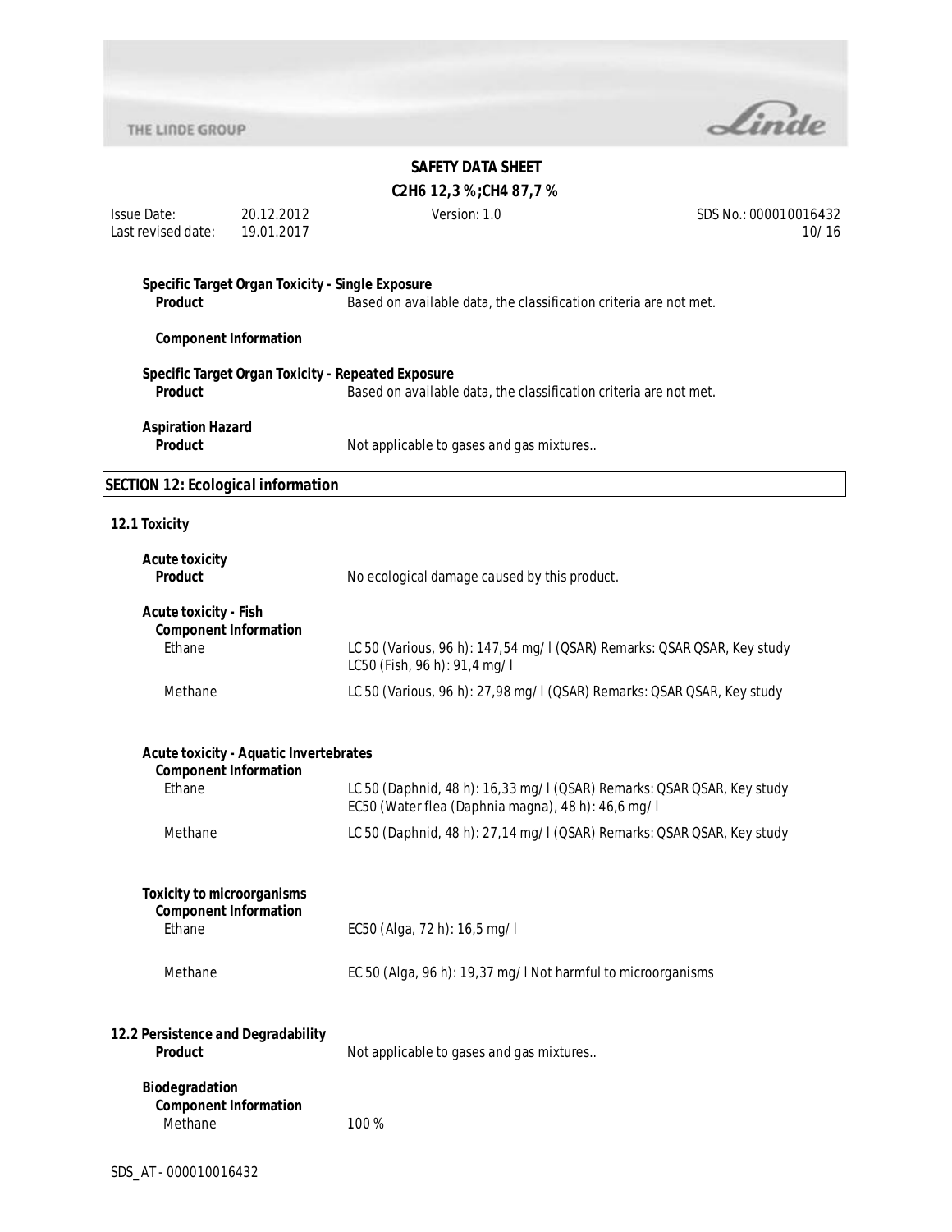**Specific Target Organ Toxicity - Single Exposure**

**Product** Based on available data, the classification criteria are not met.

**Component Information**

**Specific Target Organ Toxicity - Repeated Exposure**

**Product** Based on available data, the classification criteria are not met.

**Aspiration Hazard**

**Product** Not applicable to gases and gas mixtures..

## SECTION 12: Ecological information

### 12.1 Toxicity

**Acute toxicity**

**Product** No ecological damage caused by this product.

**Acute toxicity - Fish**

**Component Information**

| | |
|---|---|
| Ethane | LC 50 (Various, 96 h): 147,54 mg/l (QSAR) Remarks: QSAR QSAR, Key study<br>LC50 (Fish, 96 h): 91,4 mg/l |
| Methane | LC 50 (Various, 96 h): 27,98 mg/l (QSAR) Remarks: QSAR QSAR, Key study |

**Acute toxicity - Aquatic Invertebrates**

**Component Information**

| | |
|---|---|
| Ethane | LC 50 (Daphnid, 48 h): 16,33 mg/l (QSAR) Remarks: QSAR QSAR, Key study<br>EC50 (Water flea (Daphnia magna), 48 h): 46,6 mg/l |
| Methane | LC 50 (Daphnid, 48 h): 27,14 mg/l (QSAR) Remarks: QSAR QSAR, Key study |

**Toxicity to microorganisms**

**Component Information**

| | |
|---|---|
| Ethane | EC50 (Alga, 72 h): 16,5 mg/l |
| Methane | EC 50 (Alga, 96 h): 19,37 mg/l Not harmful to microorganisms |

### 12.2 Persistence and Degradability

**Product** Not applicable to gases and gas mixtures..

**Biodegradation**

**Component Information**

| | |
|---|---|
| Methane | 100 % |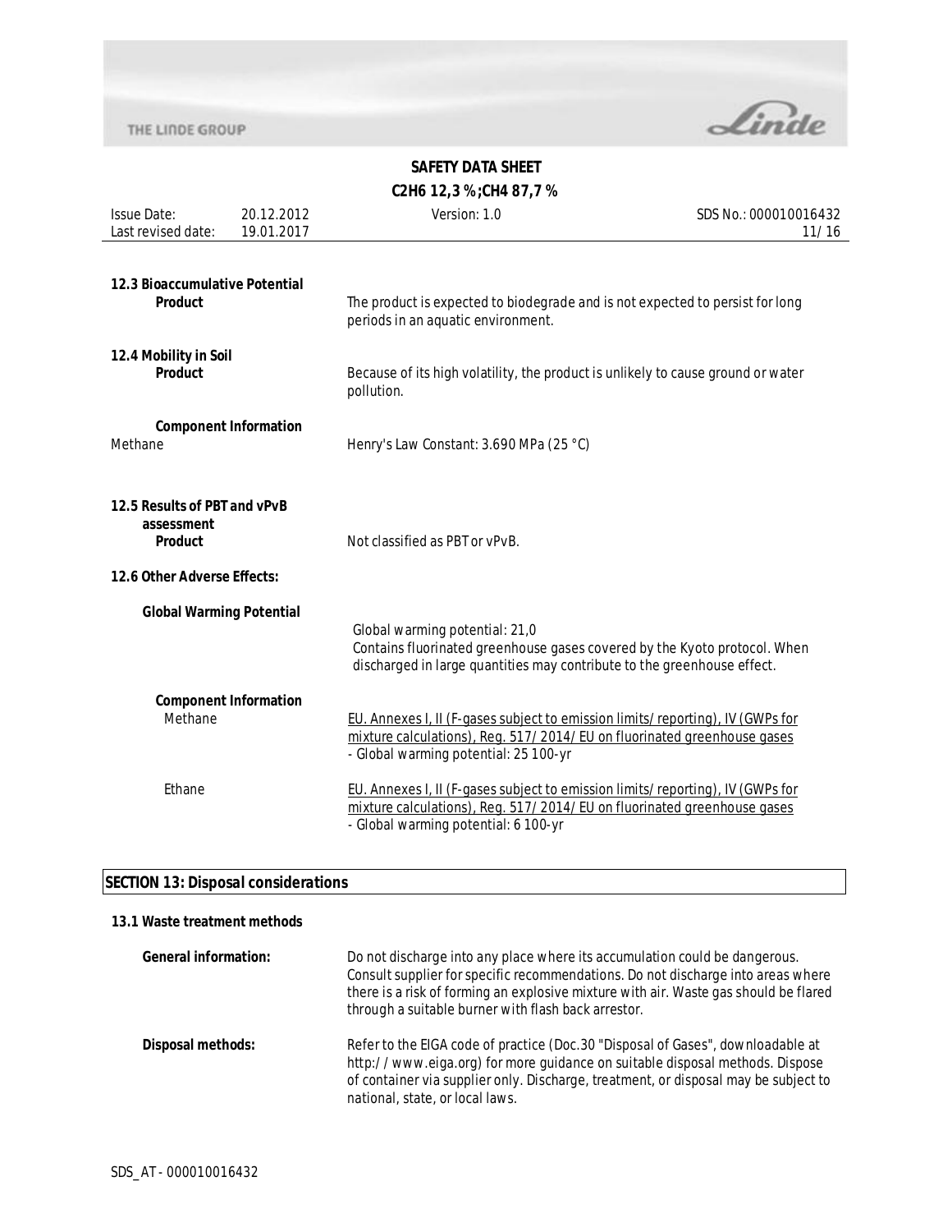**12.3 Bioaccumulative Potential**

**Product** — The product is expected to biodegrade and is not expected to persist for long periods in an aquatic environment.

**12.4 Mobility in Soil**

**Product** — Because of its high volatility, the product is unlikely to cause ground or water pollution.

**Component Information**

Methane — Henry's Law Constant: 3.690 MPa (25 °C)

**12.5 Results of PBT and vPvB assessment**

**Product** — Not classified as PBT or vPvB.

**12.6 Other Adverse Effects:**

**Global Warming Potential**

Global warming potential: 21,0
Contains fluorinated greenhouse gases covered by the Kyoto protocol. When discharged in large quantities may contribute to the greenhouse effect.

**Component Information**

Methane — EU. Annexes I, II (F-gases subject to emission limits/reporting), IV (GWPs for mixture calculations), Reg. 517/2014/EU on fluorinated greenhouse gases
- Global warming potential: 25 100-yr

Ethane — EU. Annexes I, II (F-gases subject to emission limits/reporting), IV (GWPs for mixture calculations), Reg. 517/2014/EU on fluorinated greenhouse gases
- Global warming potential: 6 100-yr

## SECTION 13: Disposal considerations

**13.1 Waste treatment methods**

**General information:** Do not discharge into any place where its accumulation could be dangerous. Consult supplier for specific recommendations. Do not discharge into areas where there is a risk of forming an explosive mixture with air. Waste gas should be flared through a suitable burner with flash back arrestor.

**Disposal methods:** Refer to the EIGA code of practice (Doc.30 "Disposal of Gases", downloadable at http://www.eiga.org) for more guidance on suitable disposal methods. Dispose of container via supplier only. Discharge, treatment, or disposal may be subject to national, state, or local laws.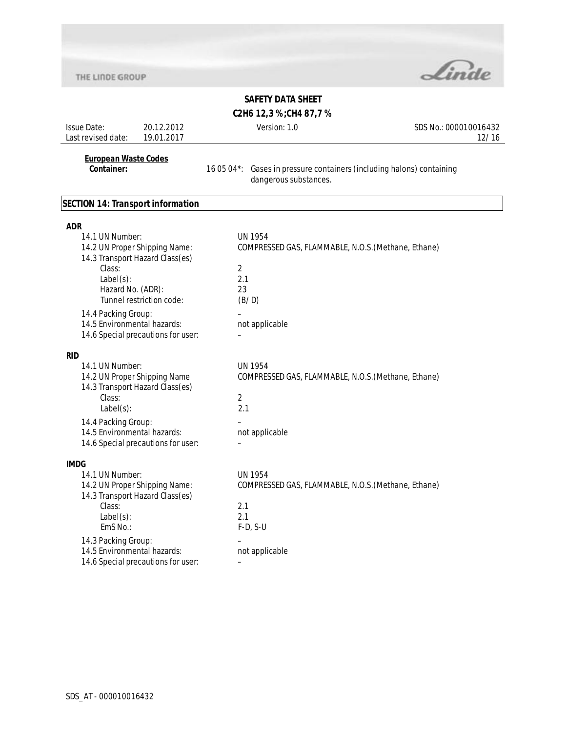**European Waste Codes**

**Container:** 16 05 04*: Gases in pressure containers (including halons) containing dangerous substances.

## SECTION 14: Transport information

**ADR**

| | |
|---|---|
| 14.1 UN Number: | UN 1954 |
| 14.2 UN Proper Shipping Name: | COMPRESSED GAS, FLAMMABLE, N.O.S.(Methane, Ethane) |
| 14.3 Transport Hazard Class(es) | |
| Class: | 2 |
| Label(s): | 2.1 |
| Hazard No. (ADR): | 23 |
| Tunnel restriction code: | (B/D) |
| 14.4 Packing Group: | – |
| 14.5 Environmental hazards: | not applicable |
| 14.6 Special precautions for user: | – |

**RID**

| | |
|---|---|
| 14.1 UN Number: | UN 1954 |
| 14.2 UN Proper Shipping Name | COMPRESSED GAS, FLAMMABLE, N.O.S.(Methane, Ethane) |
| 14.3 Transport Hazard Class(es) | |
| Class: | 2 |
| Label(s): | 2.1 |
| 14.4 Packing Group: | – |
| 14.5 Environmental hazards: | not applicable |
| 14.6 Special precautions for user: | – |

**IMDG**

| | |
|---|---|
| 14.1 UN Number: | UN 1954 |
| 14.2 UN Proper Shipping Name: | COMPRESSED GAS, FLAMMABLE, N.O.S.(Methane, Ethane) |
| 14.3 Transport Hazard Class(es) | |
| Class: | 2.1 |
| Label(s): | 2.1 |
| EmS No.: | F-D, S-U |
| 14.3 Packing Group: | – |
| 14.5 Environmental hazards: | not applicable |
| 14.6 Special precautions for user: | – |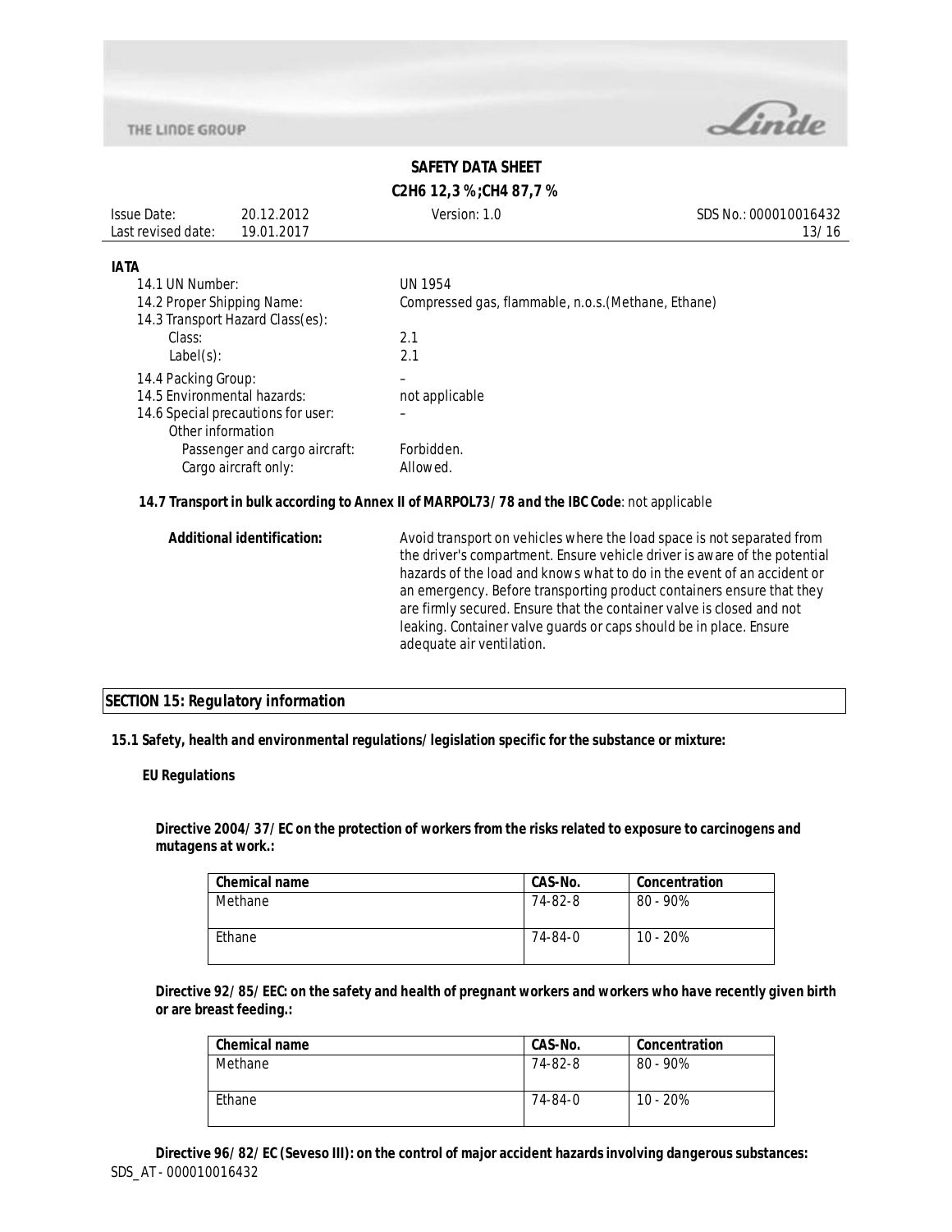**IATA**

| | |
|---|---|
| 14.1 UN Number: | UN 1954 |
| 14.2 Proper Shipping Name: | Compressed gas, flammable, n.o.s.(Methane, Ethane) |
| 14.3 Transport Hazard Class(es): | |
| Class: | 2.1 |
| Label(s): | 2.1 |
| 14.4 Packing Group: | – |
| 14.5 Environmental hazards: | not applicable |
| 14.6 Special precautions for user: | – |
| Other information | |
| Passenger and cargo aircraft: | Forbidden. |
| Cargo aircraft only: | Allowed. |

**14.7 Transport in bulk according to Annex II of MARPOL73/78 and the IBC Code**: not applicable

**Additional identification:** Avoid transport on vehicles where the load space is not separated from the driver's compartment. Ensure vehicle driver is aware of the potential hazards of the load and knows what to do in the event of an accident or an emergency. Before transporting product containers ensure that they are firmly secured. Ensure that the container valve is closed and not leaking. Container valve guards or caps should be in place. Ensure adequate air ventilation.

## SECTION 15: Regulatory information

**15.1 Safety, health and environmental regulations/legislation specific for the substance or mixture:**

**EU Regulations**

**Directive 2004/37/EC on the protection of workers from the risks related to exposure to carcinogens and mutagens at work.:**

| Chemical name | CAS-No. | Concentration |
|---|---|---|
| Methane | 74-82-8 | 80 - 90% |
| Ethane | 74-84-0 | 10 - 20% |

**Directive 92/85/EEC: on the safety and health of pregnant workers and workers who have recently given birth or are breast feeding.:**

| Chemical name | CAS-No. | Concentration |
|---|---|---|
| Methane | 74-82-8 | 80 - 90% |
| Ethane | 74-84-0 | 10 - 20% |

**Directive 96/82/EC (Seveso III): on the control of major accident hazards involving dangerous substances:**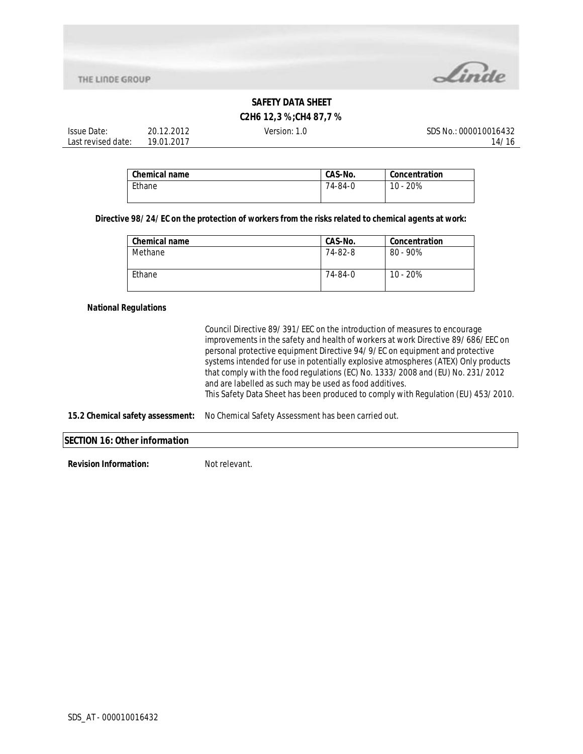| Chemical name | CAS-No. | Concentration |
|---|---|---|
| Ethane | 74-84-0 | 10 - 20% |

**Directive 98/24/EC on the protection of workers from the risks related to chemical agents at work:**

| Chemical name | CAS-No. | Concentration |
|---|---|---|
| Methane | 74-82-8 | 80 - 90% |
| Ethane | 74-84-0 | 10 - 20% |

**National Regulations**

Council Directive 89/391/EEC on the introduction of measures to encourage improvements in the safety and health of workers at work Directive 89/686/EEC on personal protective equipment Directive 94/9/EC on equipment and protective systems intended for use in potentially explosive atmospheres (ATEX) Only products that comply with the food regulations (EC) No. 1333/2008 and (EU) No. 231/2012 and are labelled as such may be used as food additives.
This Safety Data Sheet has been produced to comply with Regulation (EU) 453/2010.

**15.2 Chemical safety assessment:** No Chemical Safety Assessment has been carried out.

## SECTION 16: Other information

**Revision Information:** Not relevant.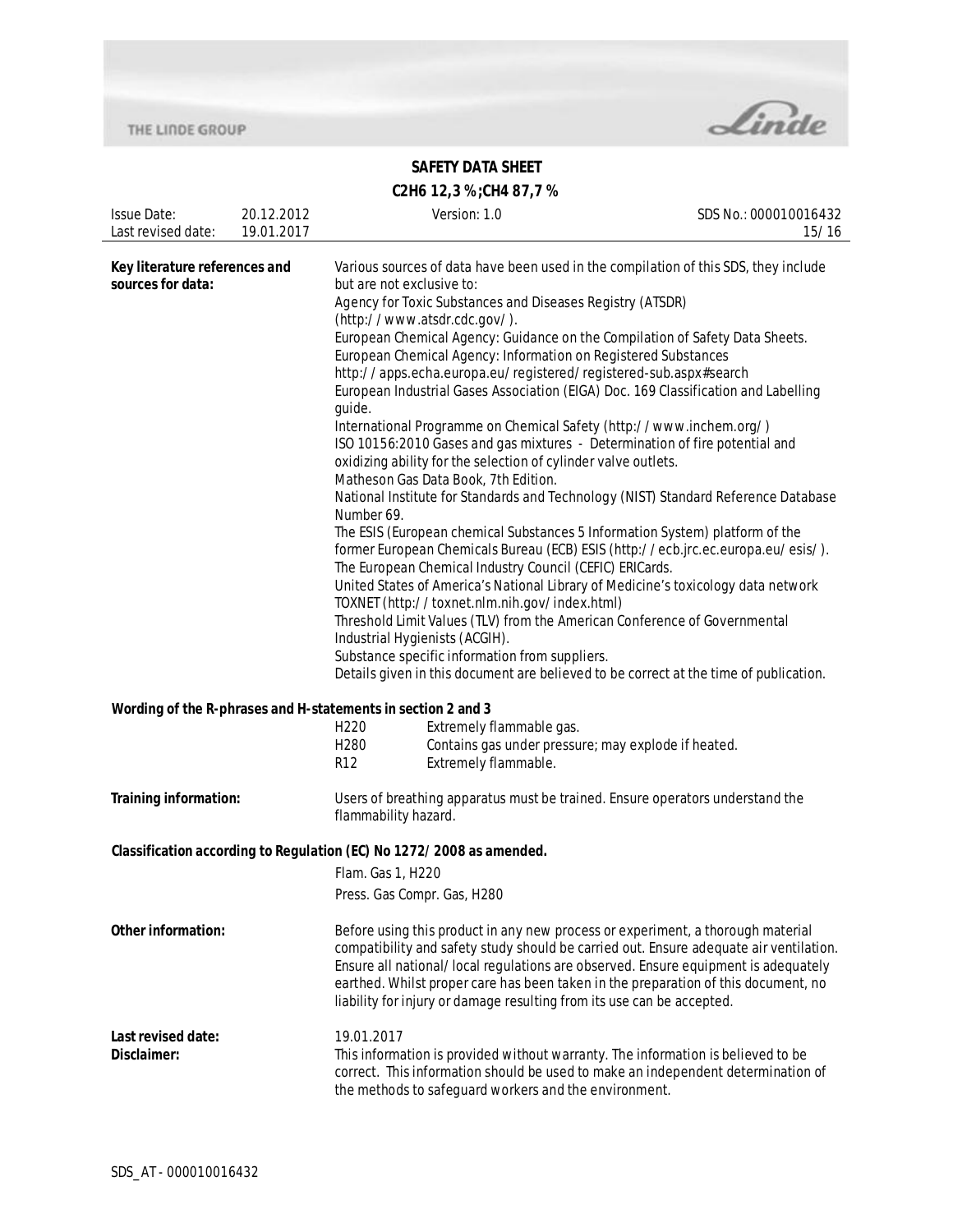**Key literature references and sources for data:**

Various sources of data have been used in the compilation of this SDS, they include but are not exclusive to:
Agency for Toxic Substances and Diseases Registry (ATSDR) (http://www.atsdr.cdc.gov/).
European Chemical Agency: Guidance on the Compilation of Safety Data Sheets.
European Chemical Agency: Information on Registered Substances http://apps.echa.europa.eu/registered/registered-sub.aspx#search
European Industrial Gases Association (EIGA) Doc. 169 Classification and Labelling guide.
International Programme on Chemical Safety (http://www.inchem.org/)
ISO 10156:2010 Gases and gas mixtures - Determination of fire potential and oxidizing ability for the selection of cylinder valve outlets.
Matheson Gas Data Book, 7th Edition.
National Institute for Standards and Technology (NIST) Standard Reference Database Number 69.
The ESIS (European chemical Substances 5 Information System) platform of the former European Chemicals Bureau (ECB) ESIS (http://ecb.jrc.ec.europa.eu/esis/).
The European Chemical Industry Council (CEFIC) ERICards.
United States of America's National Library of Medicine's toxicology data network TOXNET (http://toxnet.nlm.nih.gov/index.html)
Threshold Limit Values (TLV) from the American Conference of Governmental Industrial Hygienists (ACGIH).
Substance specific information from suppliers.
Details given in this document are believed to be correct at the time of publication.

**Wording of the R-phrases and H-statements in section 2 and 3**

| | |
|---|---|
| H220 | Extremely flammable gas. |
| H280 | Contains gas under pressure; may explode if heated. |
| R12 | Extremely flammable. |

**Training information:**

Users of breathing apparatus must be trained. Ensure operators understand the flammability hazard.

**Classification according to Regulation (EC) No 1272/2008 as amended.**

Flam. Gas 1, H220

Press. Gas Compr. Gas, H280

**Other information:**

Before using this product in any new process or experiment, a thorough material compatibility and safety study should be carried out. Ensure adequate air ventilation. Ensure all national/local regulations are observed. Ensure equipment is adequately earthed. Whilst proper care has been taken in the preparation of this document, no liability for injury or damage resulting from its use can be accepted.

**Last revised date:** 19.01.2017

**Disclaimer:**

This information is provided without warranty. The information is believed to be correct. This information should be used to make an independent determination of the methods to safeguard workers and the environment.